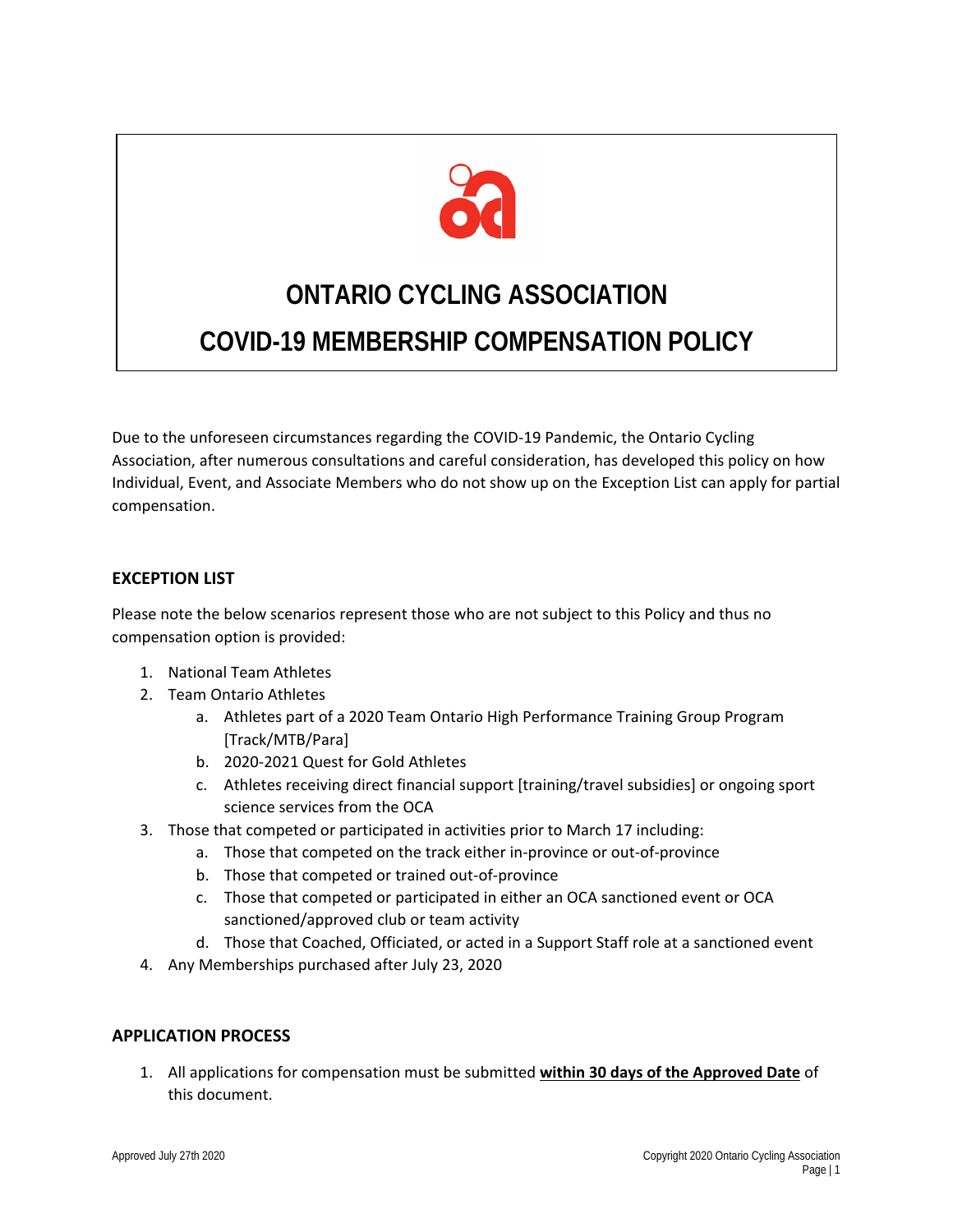# ONTARIO CYCLING ASSOCIATION

# COVID-19 MEMBERSHIP COMPENSATION POLICY

Due to the unforeseen circumstances regarding the COVID-19 Pandemic, the Ontario Cycling Association, after numerous consultations and careful consideration, has developed this policy on how Individual, Event, and Associate Members who do not show up on the Exception List can apply for partial compensation.

## EXCEPTION LIST

Please note the below scenarios represent those who are not subject to this Policy and thus no compensation option is provided:

1. National Team Athletes
2. Team Ontario Athletes
   a. Athletes part of a 2020 Team Ontario High Performance Training Group Program [Track/MTB/Para]
   b. 2020-2021 Quest for Gold Athletes
   c. Athletes receiving direct financial support [training/travel subsidies] or ongoing sport science services from the OCA
3. Those that competed or participated in activities prior to March 17 including:
   a. Those that competed on the track either in-province or out-of-province
   b. Those that competed or trained out-of-province
   c. Those that competed or participated in either an OCA sanctioned event or OCA sanctioned/approved club or team activity
   d. Those that Coached, Officiated, or acted in a Support Staff role at a sanctioned event
4. Any Memberships purchased after July 23, 2020

## APPLICATION PROCESS

1. All applications for compensation must be submitted **<u>within 30 days of the Approved Date</u>** of this document.

Approved July 27th 2020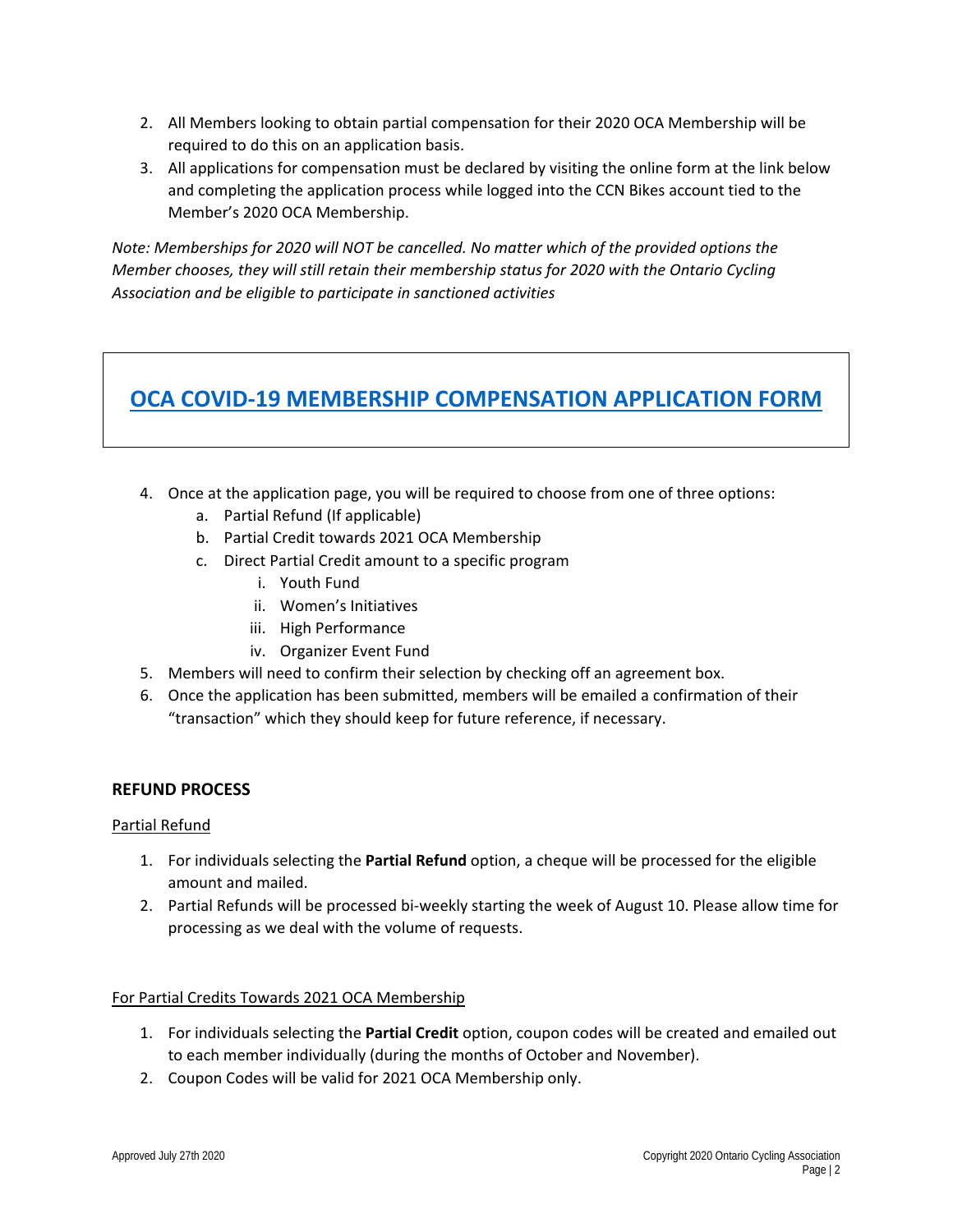2. All Members looking to obtain partial compensation for their 2020 OCA Membership will be required to do this on an application basis.
3. All applications for compensation must be declared by visiting the online form at the link below and completing the application process while logged into the CCN Bikes account tied to the Member's 2020 OCA Membership.

*Note: Memberships for 2020 will NOT be cancelled. No matter which of the provided options the Member chooses, they will still retain their membership status for 2020 with the Ontario Cycling Association and be eligible to participate in sanctioned activities*

**OCA COVID-19 MEMBERSHIP COMPENSATION APPLICATION FORM**

4. Once at the application page, you will be required to choose from one of three options:
   a. Partial Refund (If applicable)
   b. Partial Credit towards 2021 OCA Membership
   c. Direct Partial Credit amount to a specific program
      i. Youth Fund
      ii. Women's Initiatives
      iii. High Performance
      iv. Organizer Event Fund
5. Members will need to confirm their selection by checking off an agreement box.
6. Once the application has been submitted, members will be emailed a confirmation of their "transaction" which they should keep for future reference, if necessary.

## REFUND PROCESS

Partial Refund

1. For individuals selecting the **Partial Refund** option, a cheque will be processed for the eligible amount and mailed.
2. Partial Refunds will be processed bi-weekly starting the week of August 10. Please allow time for processing as we deal with the volume of requests.

For Partial Credits Towards 2021 OCA Membership

1. For individuals selecting the **Partial Credit** option, coupon codes will be created and emailed out to each member individually (during the months of October and November).
2. Coupon Codes will be valid for 2021 OCA Membership only.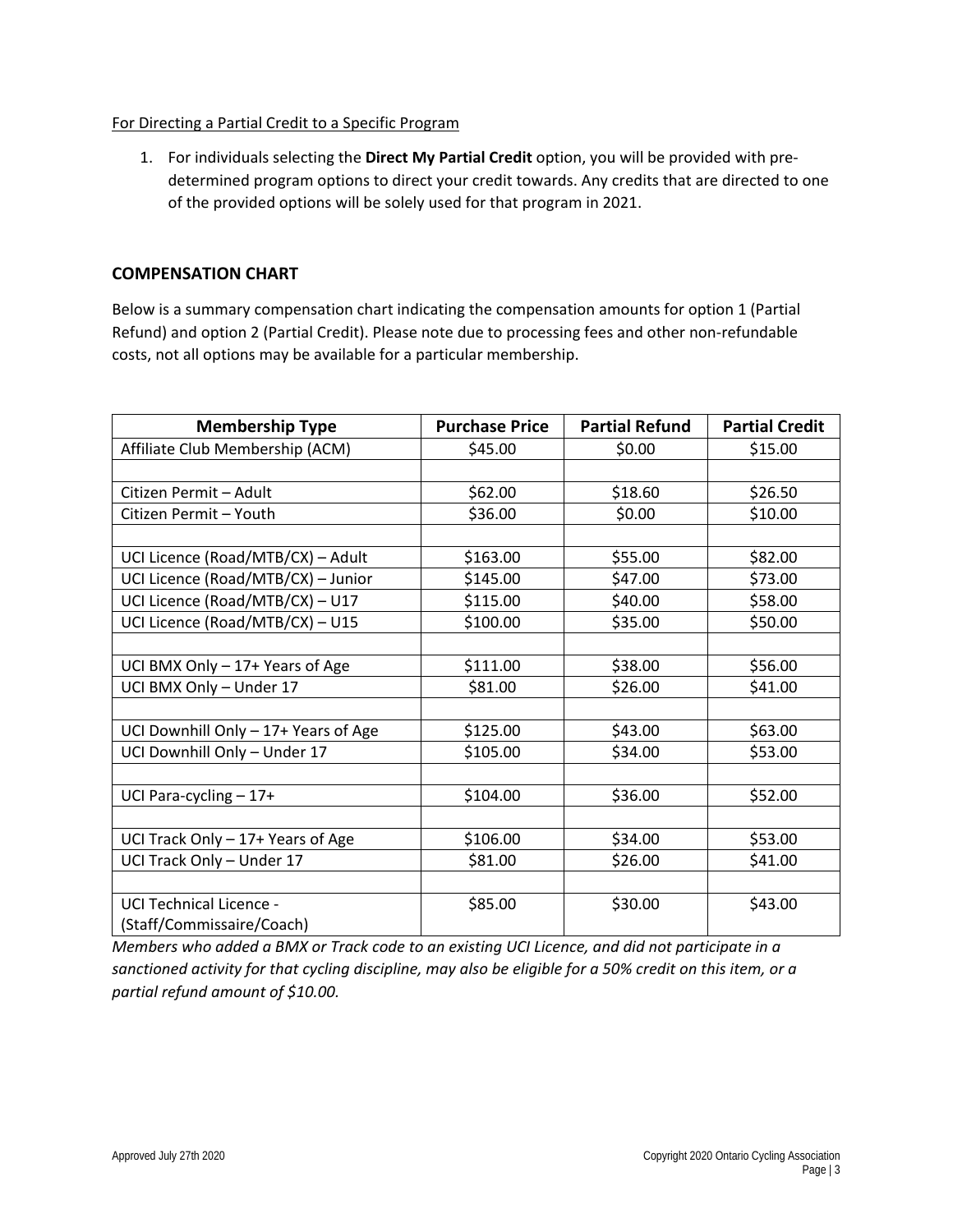For Directing a Partial Credit to a Specific Program

1. For individuals selecting the **Direct My Partial Credit** option, you will be provided with pre-determined program options to direct your credit towards. Any credits that are directed to one of the provided options will be solely used for that program in 2021.

## COMPENSATION CHART

Below is a summary compensation chart indicating the compensation amounts for option 1 (Partial Refund) and option 2 (Partial Credit). Please note due to processing fees and other non-refundable costs, not all options may be available for a particular membership.

| Membership Type | Purchase Price | Partial Refund | Partial Credit |
|---|---|---|---|
| Affiliate Club Membership (ACM) | $45.00 | $0.00 | $15.00 |
| | | | |
| Citizen Permit – Adult | $62.00 | $18.60 | $26.50 |
| Citizen Permit – Youth | $36.00 | $0.00 | $10.00 |
| | | | |
| UCI Licence (Road/MTB/CX) – Adult | $163.00 | $55.00 | $82.00 |
| UCI Licence (Road/MTB/CX) – Junior | $145.00 | $47.00 | $73.00 |
| UCI Licence (Road/MTB/CX) – U17 | $115.00 | $40.00 | $58.00 |
| UCI Licence (Road/MTB/CX) – U15 | $100.00 | $35.00 | $50.00 |
| | | | |
| UCI BMX Only – 17+ Years of Age | $111.00 | $38.00 | $56.00 |
| UCI BMX Only – Under 17 | $81.00 | $26.00 | $41.00 |
| | | | |
| UCI Downhill Only – 17+ Years of Age | $125.00 | $43.00 | $63.00 |
| UCI Downhill Only – Under 17 | $105.00 | $34.00 | $53.00 |
| | | | |
| UCI Para-cycling – 17+ | $104.00 | $36.00 | $52.00 |
| | | | |
| UCI Track Only – 17+ Years of Age | $106.00 | $34.00 | $53.00 |
| UCI Track Only – Under 17 | $81.00 | $26.00 | $41.00 |
| | | | |
| UCI Technical Licence - (Staff/Commissaire/Coach) | $85.00 | $30.00 | $43.00 |

*Members who added a BMX or Track code to an existing UCI Licence, and did not participate in a sanctioned activity for that cycling discipline, may also be eligible for a 50% credit on this item, or a partial refund amount of $10.00.*

Approved July 27th 2020

Copyright 2020 Ontario Cycling Association